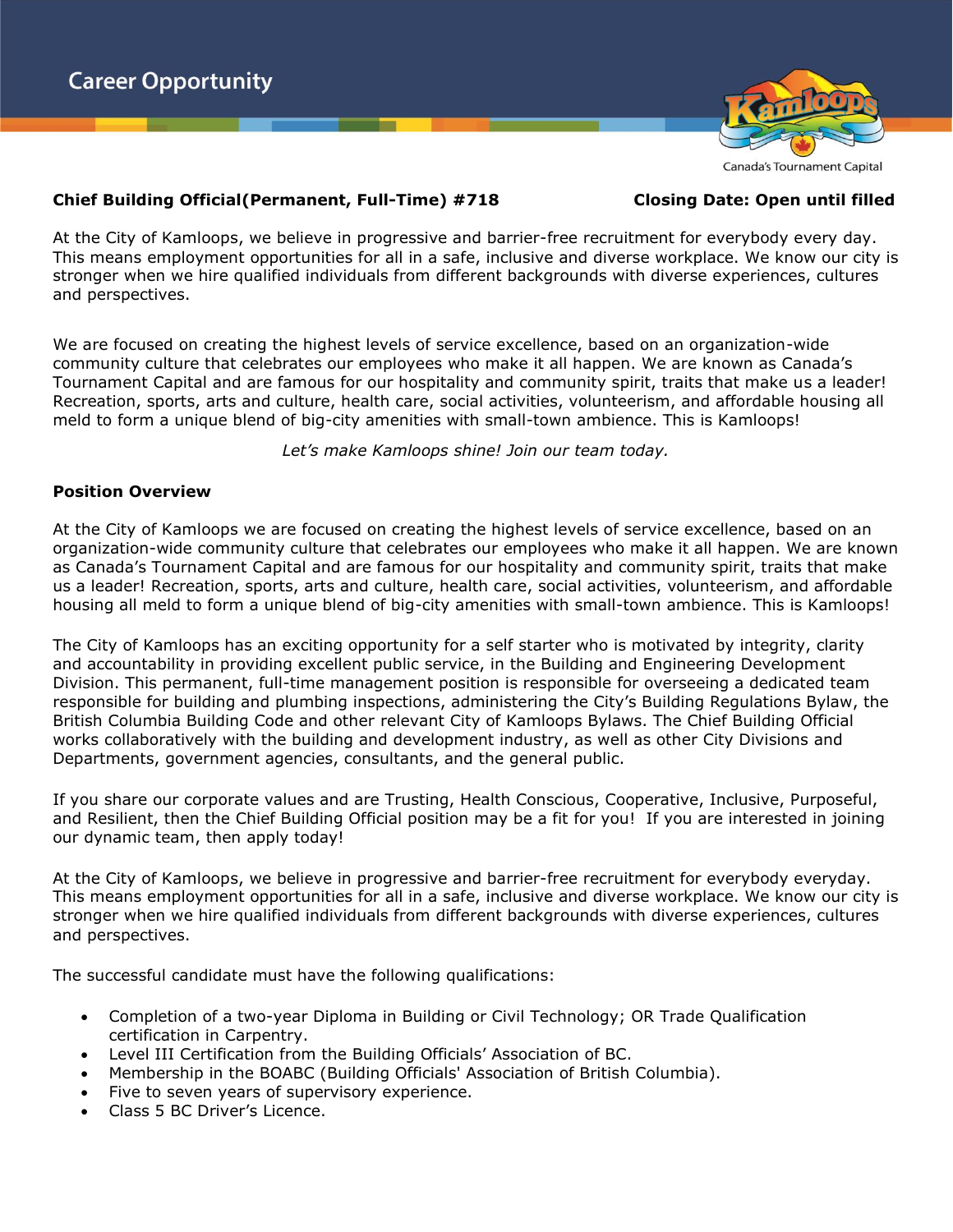# Career Opportunity

Canada's Tournament Capital

**Chief Building Official(Permanent, Full-Time) #718** **Closing Date: Open until filled**

At the City of Kamloops, we believe in progressive and barrier-free recruitment for everybody every day. This means employment opportunities for all in a safe, inclusive and diverse workplace. We know our city is stronger when we hire qualified individuals from different backgrounds with diverse experiences, cultures and perspectives.

We are focused on creating the highest levels of service excellence, based on an organization-wide community culture that celebrates our employees who make it all happen. We are known as Canada's Tournament Capital and are famous for our hospitality and community spirit, traits that make us a leader! Recreation, sports, arts and culture, health care, social activities, volunteerism, and affordable housing all meld to form a unique blend of big-city amenities with small-town ambience. This is Kamloops!

*Let's make Kamloops shine! Join our team today.*

**Position Overview**

At the City of Kamloops we are focused on creating the highest levels of service excellence, based on an organization-wide community culture that celebrates our employees who make it all happen. We are known as Canada's Tournament Capital and are famous for our hospitality and community spirit, traits that make us a leader! Recreation, sports, arts and culture, health care, social activities, volunteerism, and affordable housing all meld to form a unique blend of big-city amenities with small-town ambience. This is Kamloops!

The City of Kamloops has an exciting opportunity for a self starter who is motivated by integrity, clarity and accountability in providing excellent public service, in the Building and Engineering Development Division. This permanent, full-time management position is responsible for overseeing a dedicated team responsible for building and plumbing inspections, administering the City's Building Regulations Bylaw, the British Columbia Building Code and other relevant City of Kamloops Bylaws. The Chief Building Official works collaboratively with the building and development industry, as well as other City Divisions and Departments, government agencies, consultants, and the general public.

If you share our corporate values and are Trusting, Health Conscious, Cooperative, Inclusive, Purposeful, and Resilient, then the Chief Building Official position may be a fit for you! If you are interested in joining our dynamic team, then apply today!

At the City of Kamloops, we believe in progressive and barrier-free recruitment for everybody everyday. This means employment opportunities for all in a safe, inclusive and diverse workplace. We know our city is stronger when we hire qualified individuals from different backgrounds with diverse experiences, cultures and perspectives.

The successful candidate must have the following qualifications:

- Completion of a two-year Diploma in Building or Civil Technology; OR Trade Qualification certification in Carpentry.
- Level III Certification from the Building Officials' Association of BC.
- Membership in the BOABC (Building Officials' Association of British Columbia).
- Five to seven years of supervisory experience.
- Class 5 BC Driver's Licence.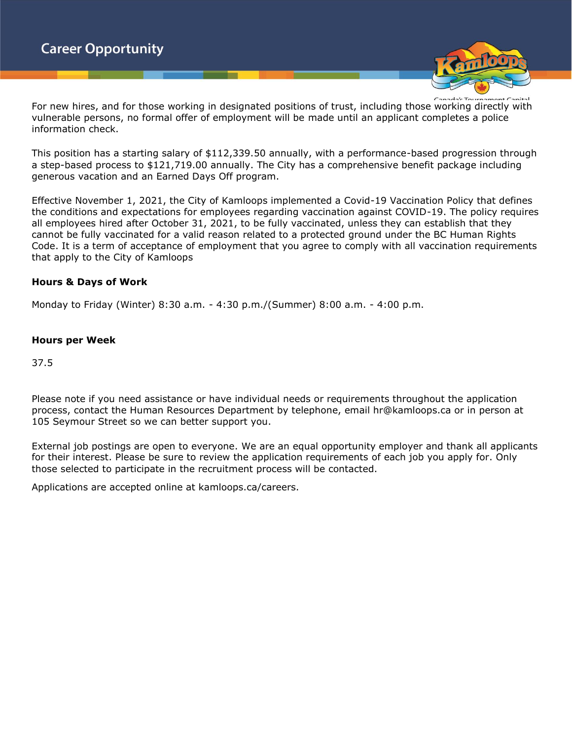For new hires, and for those working in designated positions of trust, including those working directly with vulnerable persons, no formal offer of employment will be made until an applicant completes a police information check.

This position has a starting salary of $112,339.50 annually, with a performance-based progression through a step-based process to $121,719.00 annually. The City has a comprehensive benefit package including generous vacation and an Earned Days Off program.

Effective November 1, 2021, the City of Kamloops implemented a Covid-19 Vaccination Policy that defines the conditions and expectations for employees regarding vaccination against COVID-19. The policy requires all employees hired after October 31, 2021, to be fully vaccinated, unless they can establish that they cannot be fully vaccinated for a valid reason related to a protected ground under the BC Human Rights Code. It is a term of acceptance of employment that you agree to comply with all vaccination requirements that apply to the City of Kamloops

**Hours & Days of Work**

Monday to Friday (Winter) 8:30 a.m. - 4:30 p.m./(Summer) 8:00 a.m. - 4:00 p.m.

**Hours per Week**

37.5

Please note if you need assistance or have individual needs or requirements throughout the application process, contact the Human Resources Department by telephone, email hr@kamloops.ca or in person at 105 Seymour Street so we can better support you.

External job postings are open to everyone. We are an equal opportunity employer and thank all applicants for their interest. Please be sure to review the application requirements of each job you apply for. Only those selected to participate in the recruitment process will be contacted.

Applications are accepted online at kamloops.ca/careers.